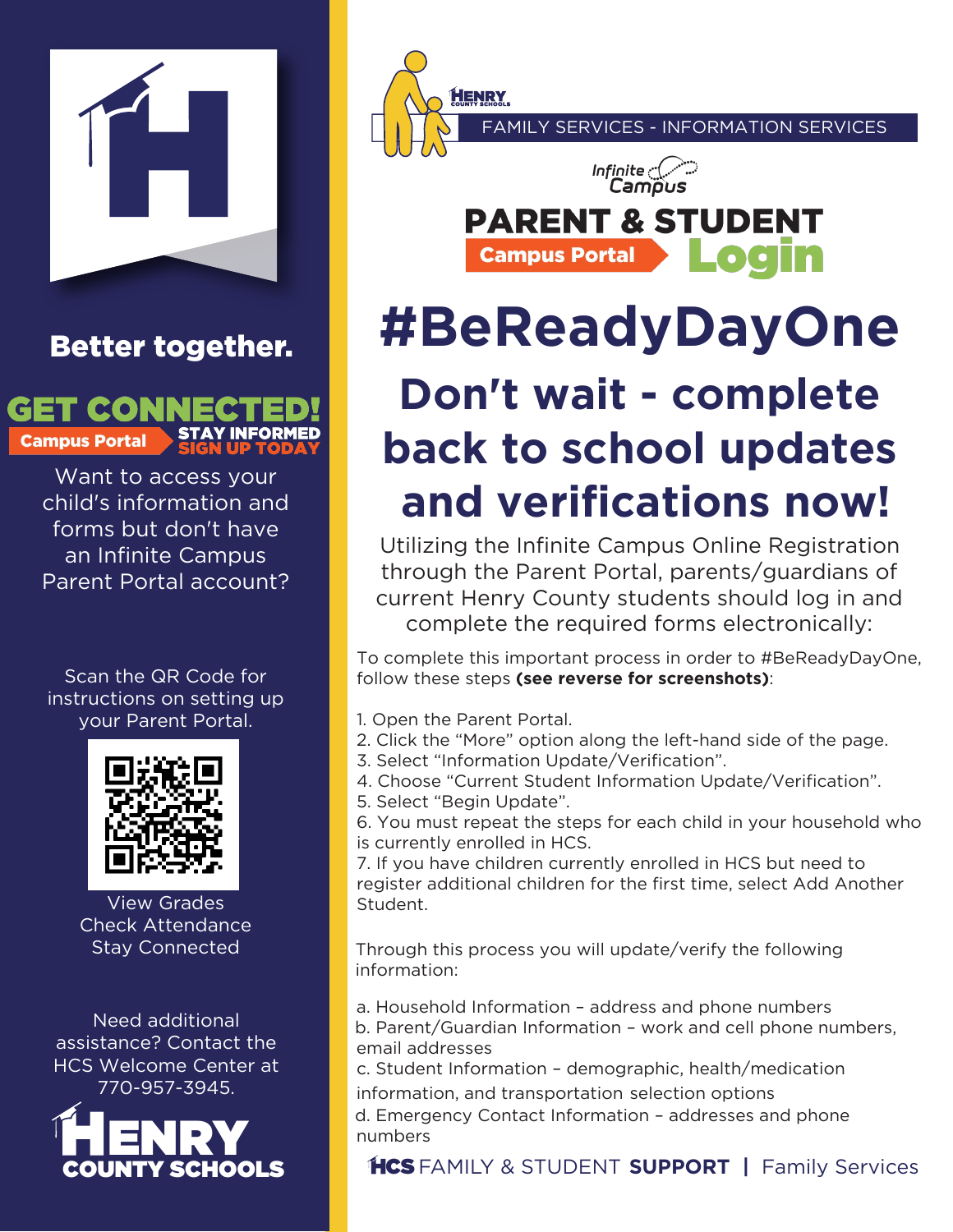**Better together.**

## GET CONNECTED!

**Campus Portal** **STAY INFORMED** **SIGN UP TODAY**

Want to access your child's information and forms but don't have an Infinite Campus Parent Portal account?

Scan the QR Code for instructions on setting up your Parent Portal.

View Grades
Check Attendance
Stay Connected

Need additional assistance? Contact the HCS Welcome Center at 770-957-3945.

**HENRY COUNTY SCHOOLS**

HENRY COUNTY SCHOOLS

FAMILY SERVICES - INFORMATION SERVICES

Infinite Campus

# PARENT & STUDENT

**Campus Portal** **Login**

# #BeReadyDayOne

## Don't wait - complete back to school updates and verifications now!

Utilizing the Infinite Campus Online Registration through the Parent Portal, parents/guardians of current Henry County students should log in and complete the required forms electronically:

To complete this important process in order to #BeReadyDayOne, follow these steps **(see reverse for screenshots)**:

1. Open the Parent Portal.
2. Click the "More" option along the left-hand side of the page.
3. Select "Information Update/Verification".
4. Choose "Current Student Information Update/Verification".
5. Select "Begin Update".
6. You must repeat the steps for each child in your household who is currently enrolled in HCS.
7. If you have children currently enrolled in HCS but need to register additional children for the first time, select Add Another Student.

Through this process you will update/verify the following information:

a. Household Information – address and phone numbers
b. Parent/Guardian Information – work and cell phone numbers, email addresses
c. Student Information – demographic, health/medication information, and transportation selection options
d. Emergency Contact Information – addresses and phone numbers

**HCS** FAMILY & STUDENT **SUPPORT** | Family Services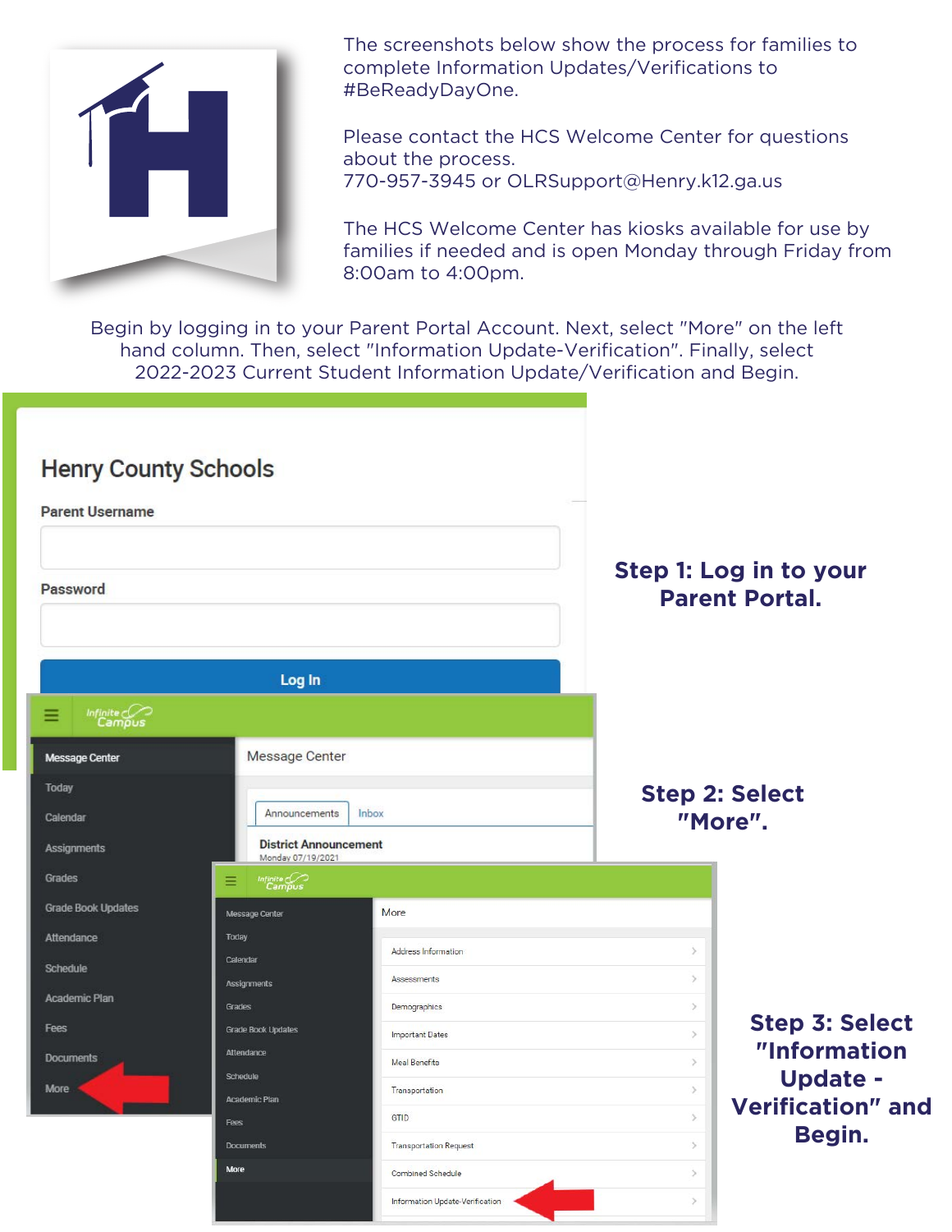The screenshots below show the process for families to complete Information Updates/Verifications to #BeReadyDayOne.

Please contact the HCS Welcome Center for questions about the process.
770-957-3945 or OLRSupport@Henry.k12.ga.us

The HCS Welcome Center has kiosks available for use by families if needed and is open Monday through Friday from 8:00am to 4:00pm.

Begin by logging in to your Parent Portal Account. Next, select "More" on the left hand column. Then, select "Information Update-Verification". Finally, select 2022-2023 Current Student Information Update/Verification and Begin.

**Step 1: Log in to your Parent Portal.**

**Step 2: Select "More".**

**Step 3: Select "Information Update - Verification" and Begin.**